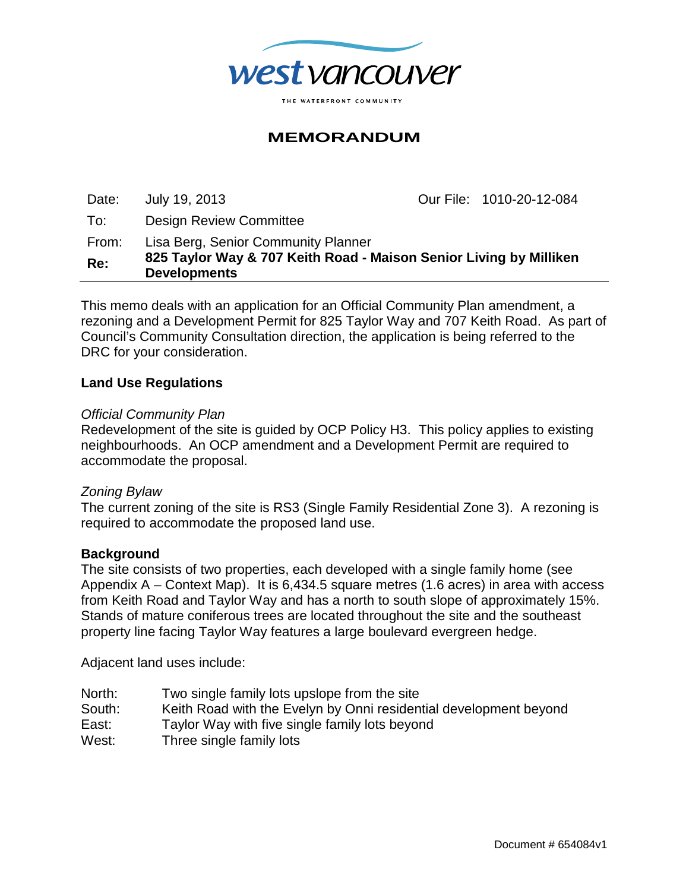west vancouver

THE WATERFRONT COMMUNITY

# MEMORANDUM

| | | | |
|---|---|---|---|
| Date: | July 19, 2013 | Our File: | 1010-20-12-084 |
| To: | Design Review Committee | | |
| From: | Lisa Berg, Senior Community Planner | | |
| **Re:** | **825 Taylor Way & 707 Keith Road - Maison Senior Living by Milliken Developments** | | |

This memo deals with an application for an Official Community Plan amendment, a rezoning and a Development Permit for 825 Taylor Way and 707 Keith Road. As part of Council's Community Consultation direction, the application is being referred to the DRC for your consideration.

## Land Use Regulations

*Official Community Plan*
Redevelopment of the site is guided by OCP Policy H3. This policy applies to existing neighbourhoods. An OCP amendment and a Development Permit are required to accommodate the proposal.

*Zoning Bylaw*
The current zoning of the site is RS3 (Single Family Residential Zone 3). A rezoning is required to accommodate the proposed land use.

## Background

The site consists of two properties, each developed with a single family home (see Appendix A – Context Map). It is 6,434.5 square metres (1.6 acres) in area with access from Keith Road and Taylor Way and has a north to south slope of approximately 15%. Stands of mature coniferous trees are located throughout the site and the southeast property line facing Taylor Way features a large boulevard evergreen hedge.

Adjacent land uses include:

| | |
|---|---|
| North: | Two single family lots upslope from the site |
| South: | Keith Road with the Evelyn by Onni residential development beyond |
| East: | Taylor Way with five single family lots beyond |
| West: | Three single family lots |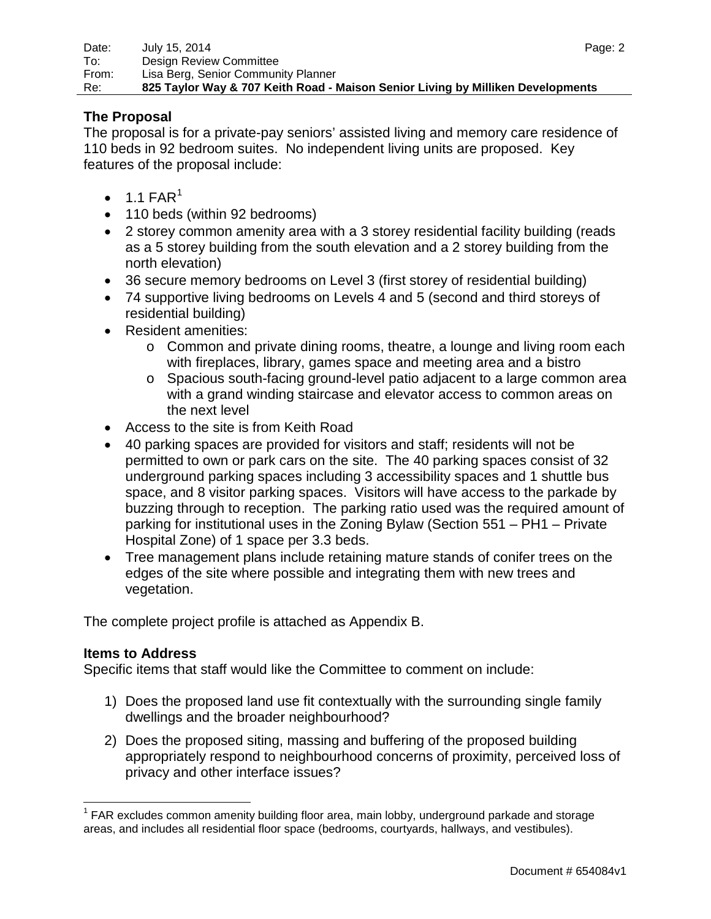## The Proposal

The proposal is for a private-pay seniors' assisted living and memory care residence of 110 beds in 92 bedroom suites. No independent living units are proposed. Key features of the proposal include:

- 1.1 FAR[1]
- 110 beds (within 92 bedrooms)
- 2 storey common amenity area with a 3 storey residential facility building (reads as a 5 storey building from the south elevation and a 2 storey building from the north elevation)
- 36 secure memory bedrooms on Level 3 (first storey of residential building)
- 74 supportive living bedrooms on Levels 4 and 5 (second and third storeys of residential building)
- Resident amenities:
  - Common and private dining rooms, theatre, a lounge and living room each with fireplaces, library, games space and meeting area and a bistro
  - Spacious south-facing ground-level patio adjacent to a large common area with a grand winding staircase and elevator access to common areas on the next level
- Access to the site is from Keith Road
- 40 parking spaces are provided for visitors and staff; residents will not be permitted to own or park cars on the site. The 40 parking spaces consist of 32 underground parking spaces including 3 accessibility spaces and 1 shuttle bus space, and 8 visitor parking spaces. Visitors will have access to the parkade by buzzing through to reception. The parking ratio used was the required amount of parking for institutional uses in the Zoning Bylaw (Section 551 – PH1 – Private Hospital Zone) of 1 space per 3.3 beds.
- Tree management plans include retaining mature stands of conifer trees on the edges of the site where possible and integrating them with new trees and vegetation.

The complete project profile is attached as Appendix B.

## Items to Address

Specific items that staff would like the Committee to comment on include:

1) Does the proposed land use fit contextually with the surrounding single family dwellings and the broader neighbourhood?

2) Does the proposed siting, massing and buffering of the proposed building appropriately respond to neighbourhood concerns of proximity, perceived loss of privacy and other interface issues?

---

[1] FAR excludes common amenity building floor area, main lobby, underground parkade and storage areas, and includes all residential floor space (bedrooms, courtyards, hallways, and vestibules).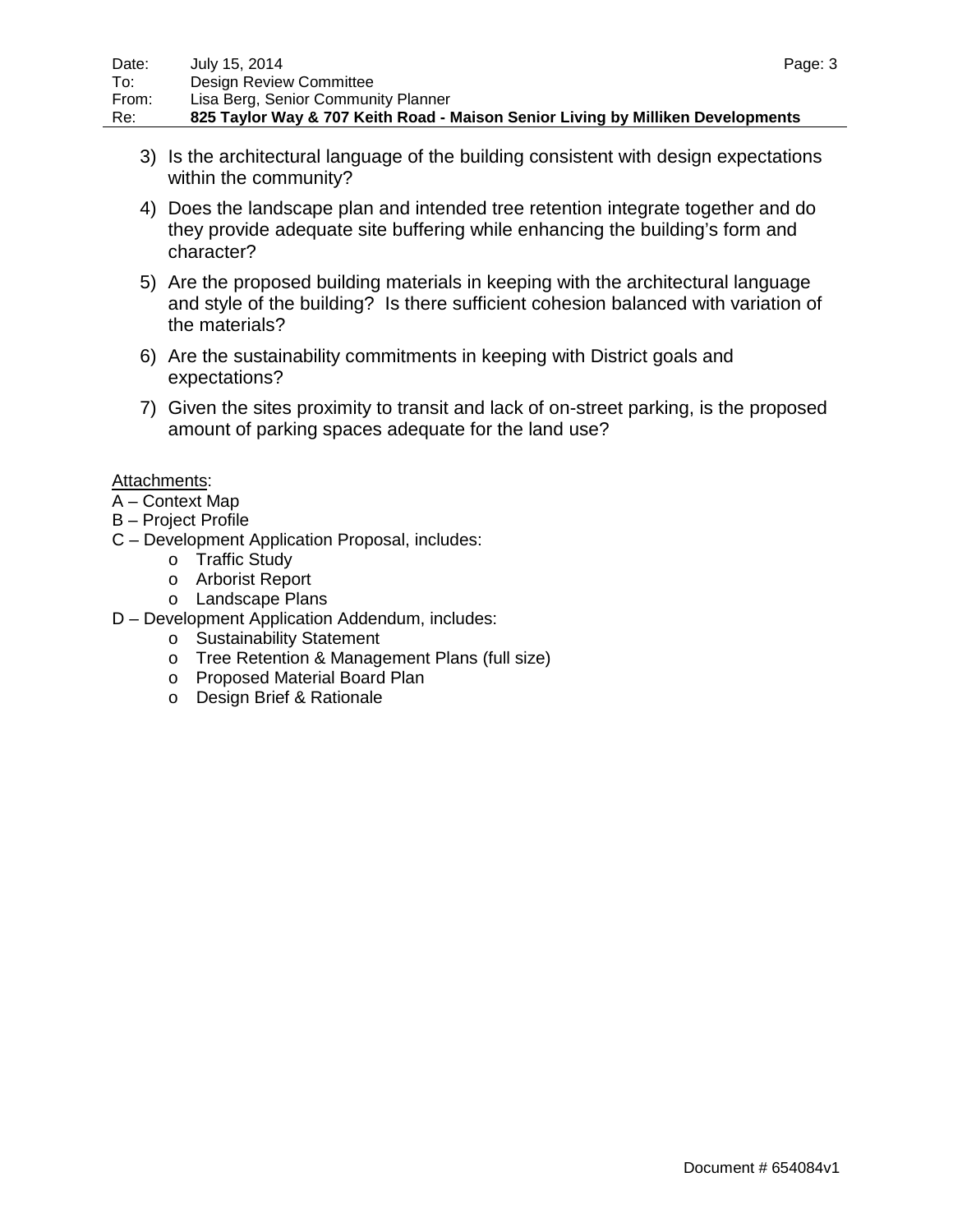3) Is the architectural language of the building consistent with design expectations within the community?

4) Does the landscape plan and intended tree retention integrate together and do they provide adequate site buffering while enhancing the building's form and character?

5) Are the proposed building materials in keeping with the architectural language and style of the building? Is there sufficient cohesion balanced with variation of the materials?

6) Are the sustainability commitments in keeping with District goals and expectations?

7) Given the sites proximity to transit and lack of on-street parking, is the proposed amount of parking spaces adequate for the land use?

Attachments:

A – Context Map

B – Project Profile

C – Development Application Proposal, includes:

- Traffic Study
- Arborist Report
- Landscape Plans

D – Development Application Addendum, includes:

- Sustainability Statement
- Tree Retention & Management Plans (full size)
- Proposed Material Board Plan
- Design Brief & Rationale

Document # 654084v1